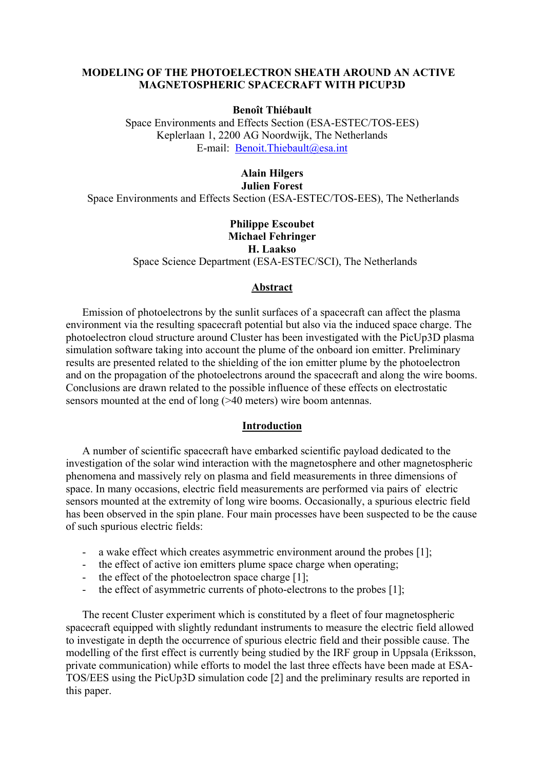# MODELING OF THE PHOTOELECTRON SHEATH AROUND AN ACTIVE MAGNETOSPHERIC SPACECRAFT WITH PICUP3D

**Benoît Thiébault**
Space Environments and Effects Section (ESA-ESTEC/TOS-EES)
Keplerlaan 1, 2200 AG Noordwijk, The Netherlands
E-mail: Benoit.Thiebault@esa.int

**Alain Hilgers**
**Julien Forest**
Space Environments and Effects Section (ESA-ESTEC/TOS-EES), The Netherlands

**Philippe Escoubet**
**Michael Fehringer**
**H. Laakso**
Space Science Department (ESA-ESTEC/SCI), The Netherlands

## Abstract

Emission of photoelectrons by the sunlit surfaces of a spacecraft can affect the plasma environment via the resulting spacecraft potential but also via the induced space charge. The photoelectron cloud structure around Cluster has been investigated with the PicUp3D plasma simulation software taking into account the plume of the onboard ion emitter. Preliminary results are presented related to the shielding of the ion emitter plume by the photoelectron and on the propagation of the photoelectrons around the spacecraft and along the wire booms. Conclusions are drawn related to the possible influence of these effects on electrostatic sensors mounted at the end of long (>40 meters) wire boom antennas.

## Introduction

A number of scientific spacecraft have embarked scientific payload dedicated to the investigation of the solar wind interaction with the magnetosphere and other magnetospheric phenomena and massively rely on plasma and field measurements in three dimensions of space. In many occasions, electric field measurements are performed via pairs of electric sensors mounted at the extremity of long wire booms. Occasionally, a spurious electric field has been observed in the spin plane. Four main processes have been suspected to be the cause of such spurious electric fields:

- a wake effect which creates asymmetric environment around the probes [1];
- the effect of active ion emitters plume space charge when operating;
- the effect of the photoelectron space charge [1];
- the effect of asymmetric currents of photo-electrons to the probes [1];

The recent Cluster experiment which is constituted by a fleet of four magnetospheric spacecraft equipped with slightly redundant instruments to measure the electric field allowed to investigate in depth the occurrence of spurious electric field and their possible cause. The modelling of the first effect is currently being studied by the IRF group in Uppsala (Eriksson, private communication) while efforts to model the last three effects have been made at ESA-TOS/EES using the PicUp3D simulation code [2] and the preliminary results are reported in this paper.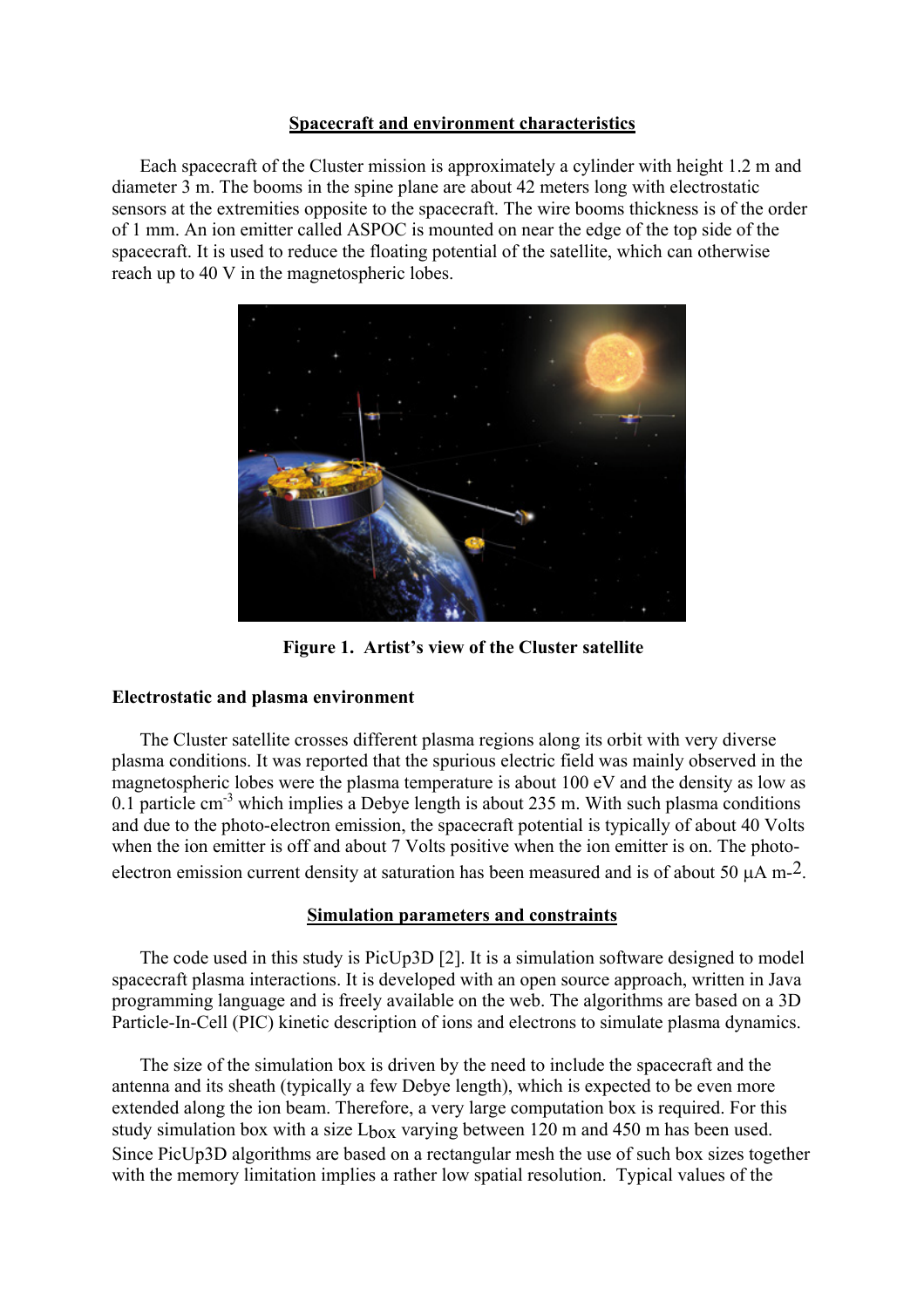## Spacecraft and environment characteristics

Each spacecraft of the Cluster mission is approximately a cylinder with height 1.2 m and diameter 3 m. The booms in the spine plane are about 42 meters long with electrostatic sensors at the extremities opposite to the spacecraft. The wire booms thickness is of the order of 1 mm. An ion emitter called ASPOC is mounted on near the edge of the top side of the spacecraft. It is used to reduce the floating potential of the satellite, which can otherwise reach up to 40 V in the magnetospheric lobes.

**Figure 1. Artist's view of the Cluster satellite**

### Electrostatic and plasma environment

The Cluster satellite crosses different plasma regions along its orbit with very diverse plasma conditions. It was reported that the spurious electric field was mainly observed in the magnetospheric lobes were the plasma temperature is about 100 eV and the density as low as 0.1 particle $cm^{-3}$ which implies a Debye length is about 235 m. With such plasma conditions and due to the photo-electron emission, the spacecraft potential is typically of about 40 Volts when the ion emitter is off and about 7 Volts positive when the ion emitter is on. The photo-electron emission current density at saturation has been measured and is of about 50 $\mu A\ m^{-2}$.

## Simulation parameters and constraints

The code used in this study is PicUp3D [2]. It is a simulation software designed to model spacecraft plasma interactions. It is developed with an open source approach, written in Java programming language and is freely available on the web. The algorithms are based on a 3D Particle-In-Cell (PIC) kinetic description of ions and electrons to simulate plasma dynamics.

The size of the simulation box is driven by the need to include the spacecraft and the antenna and its sheath (typically a few Debye length), which is expected to be even more extended along the ion beam. Therefore, a very large computation box is required. For this study simulation box with a size $L_{box}$ varying between 120 m and 450 m has been used. Since PicUp3D algorithms are based on a rectangular mesh the use of such box sizes together with the memory limitation implies a rather low spatial resolution. Typical values of the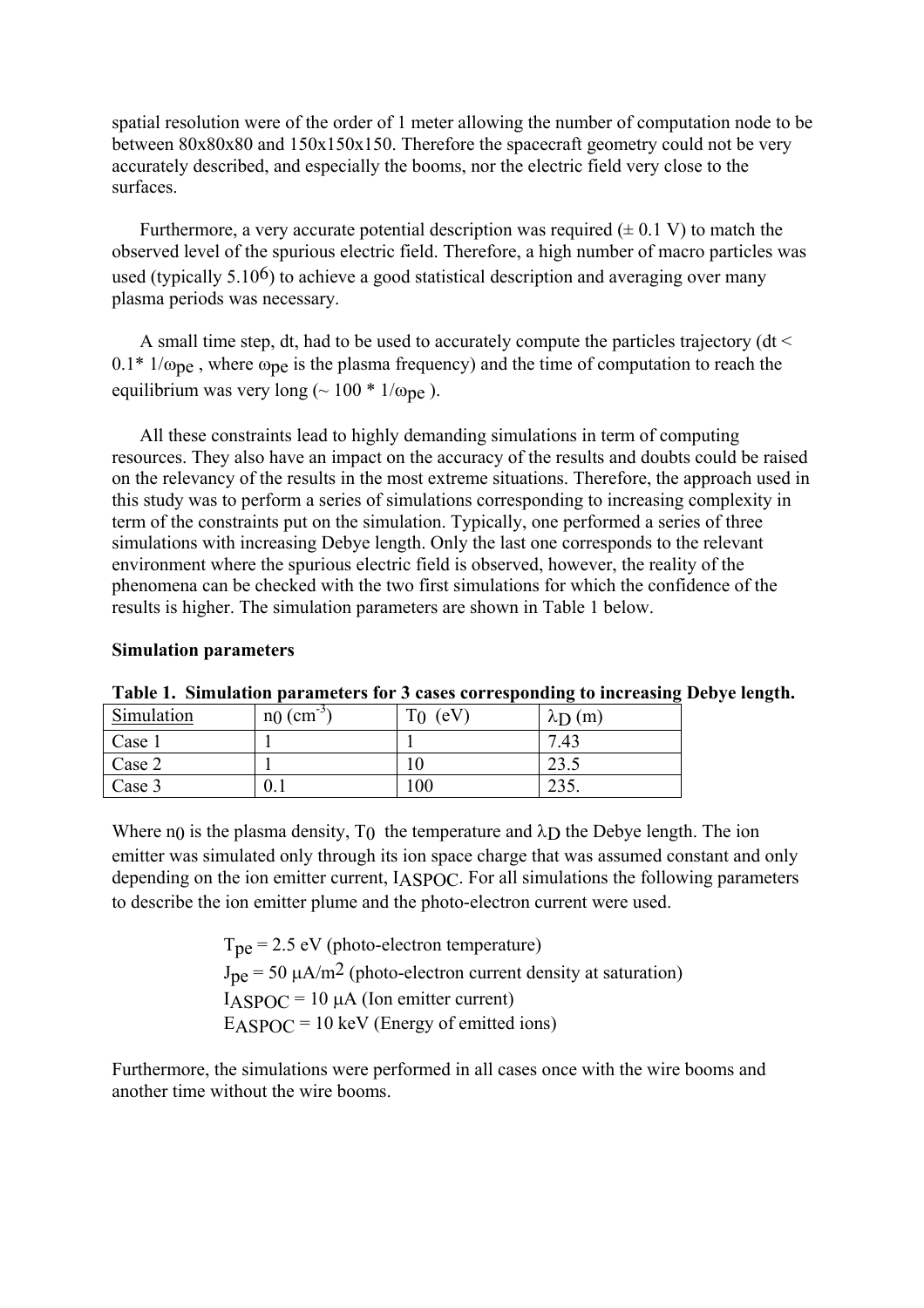spatial resolution were of the order of 1 meter allowing the number of computation node to be between 80x80x80 and 150x150x150. Therefore the spacecraft geometry could not be very accurately described, and especially the booms, nor the electric field very close to the surfaces.

Furthermore, a very accurate potential description was required (± 0.1 V) to match the observed level of the spurious electric field. Therefore, a high number of macro particles was used (typically $5.10^6$) to achieve a good statistical description and averaging over many plasma periods was necessary.

A small time step, dt, had to be used to accurately compute the particles trajectory ($dt < 0.1* 1/\omega_{pe}$ , where $\omega_{pe}$ is the plasma frequency) and the time of computation to reach the equilibrium was very long ($\sim 100 * 1/\omega_{pe}$ ).

All these constraints lead to highly demanding simulations in term of computing resources. They also have an impact on the accuracy of the results and doubts could be raised on the relevancy of the results in the most extreme situations. Therefore, the approach used in this study was to perform a series of simulations corresponding to increasing complexity in term of the constraints put on the simulation. Typically, one performed a series of three simulations with increasing Debye length. Only the last one corresponds to the relevant environment where the spurious electric field is observed, however, the reality of the phenomena can be checked with the two first simulations for which the confidence of the results is higher. The simulation parameters are shown in Table 1 below.

**Simulation parameters**

**Table 1. Simulation parameters for 3 cases corresponding to increasing Debye length.**

| Simulation | $n_0$ (cm$^{-3}$) | $T_0$ (eV) | $\lambda_D$ (m) |
|---|---|---|---|
| Case 1 | 1 | 1 | 7.43 |
| Case 2 | 1 | 10 | 23.5 |
| Case 3 | 0.1 | 100 | 235. |

Where $n_0$ is the plasma density, $T_0$ the temperature and $\lambda_D$ the Debye length. The ion emitter was simulated only through its ion space charge that was assumed constant and only depending on the ion emitter current, $I_{ASPOC}$. For all simulations the following parameters to describe the ion emitter plume and the photo-electron current were used.

$T_{pe}$ = 2.5 eV (photo-electron temperature)
$J_{pe}$ = 50 μA/m$^2$ (photo-electron current density at saturation)
$I_{ASPOC}$ = 10 μA (Ion emitter current)
$E_{ASPOC}$ = 10 keV (Energy of emitted ions)

Furthermore, the simulations were performed in all cases once with the wire booms and another time without the wire booms.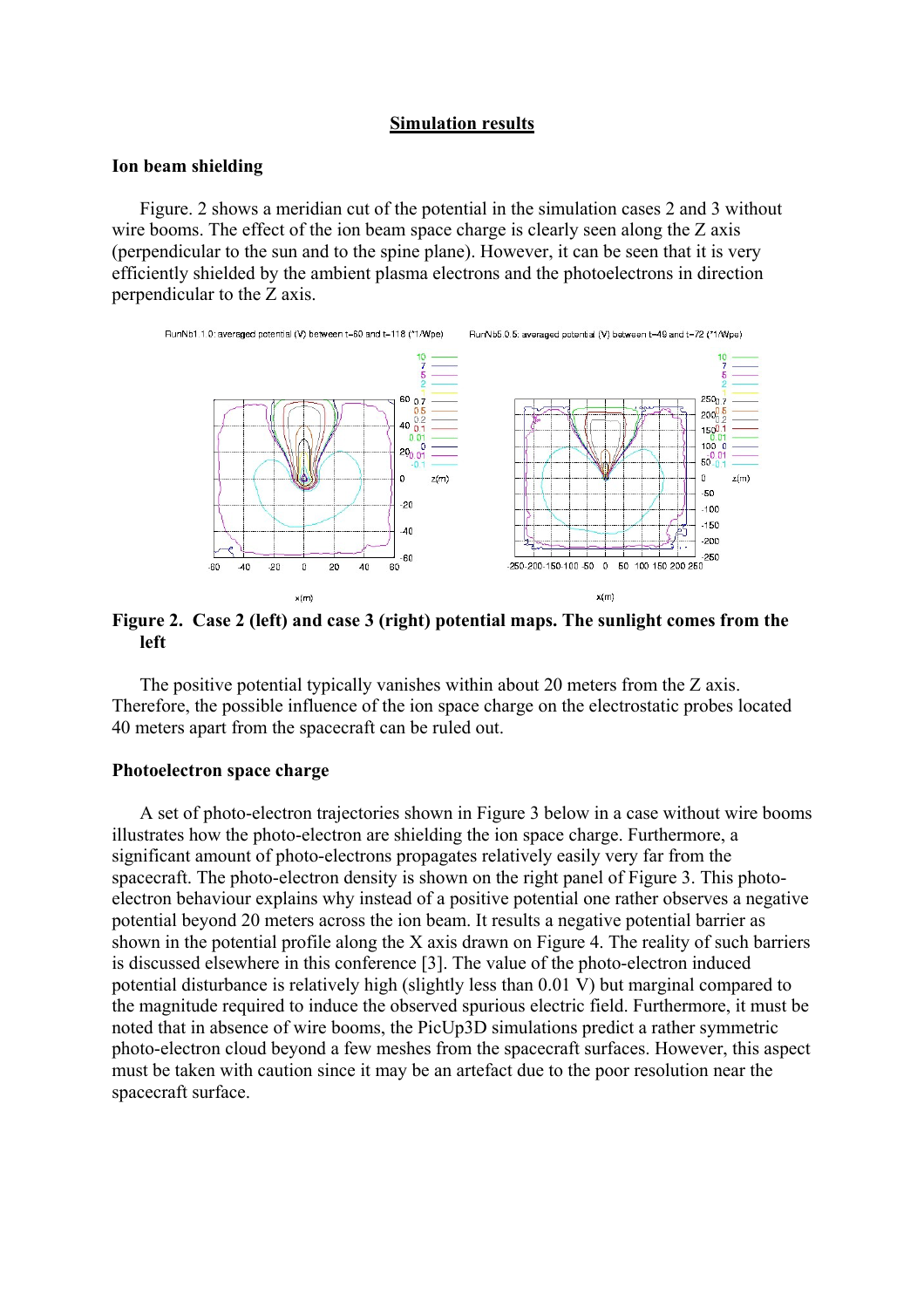## Simulation results

### Ion beam shielding

Figure. 2 shows a meridian cut of the potential in the simulation cases 2 and 3 without wire booms. The effect of the ion beam space charge is clearly seen along the Z axis (perpendicular to the sun and to the spine plane). However, it can be seen that it is very efficiently shielded by the ambient plasma electrons and the photoelectrons in direction perpendicular to the Z axis.

**Figure 2. Case 2 (left) and case 3 (right) potential maps. The sunlight comes from the left**

The positive potential typically vanishes within about 20 meters from the Z axis. Therefore, the possible influence of the ion space charge on the electrostatic probes located 40 meters apart from the spacecraft can be ruled out.

### Photoelectron space charge

A set of photo-electron trajectories shown in Figure 3 below in a case without wire booms illustrates how the photo-electron are shielding the ion space charge. Furthermore, a significant amount of photo-electrons propagates relatively easily very far from the spacecraft. The photo-electron density is shown on the right panel of Figure 3. This photo-electron behaviour explains why instead of a positive potential one rather observes a negative potential beyond 20 meters across the ion beam. It results a negative potential barrier as shown in the potential profile along the X axis drawn on Figure 4. The reality of such barriers is discussed elsewhere in this conference [3]. The value of the photo-electron induced potential disturbance is relatively high (slightly less than 0.01 V) but marginal compared to the magnitude required to induce the observed spurious electric field. Furthermore, it must be noted that in absence of wire booms, the PicUp3D simulations predict a rather symmetric photo-electron cloud beyond a few meshes from the spacecraft surfaces. However, this aspect must be taken with caution since it may be an artefact due to the poor resolution near the spacecraft surface.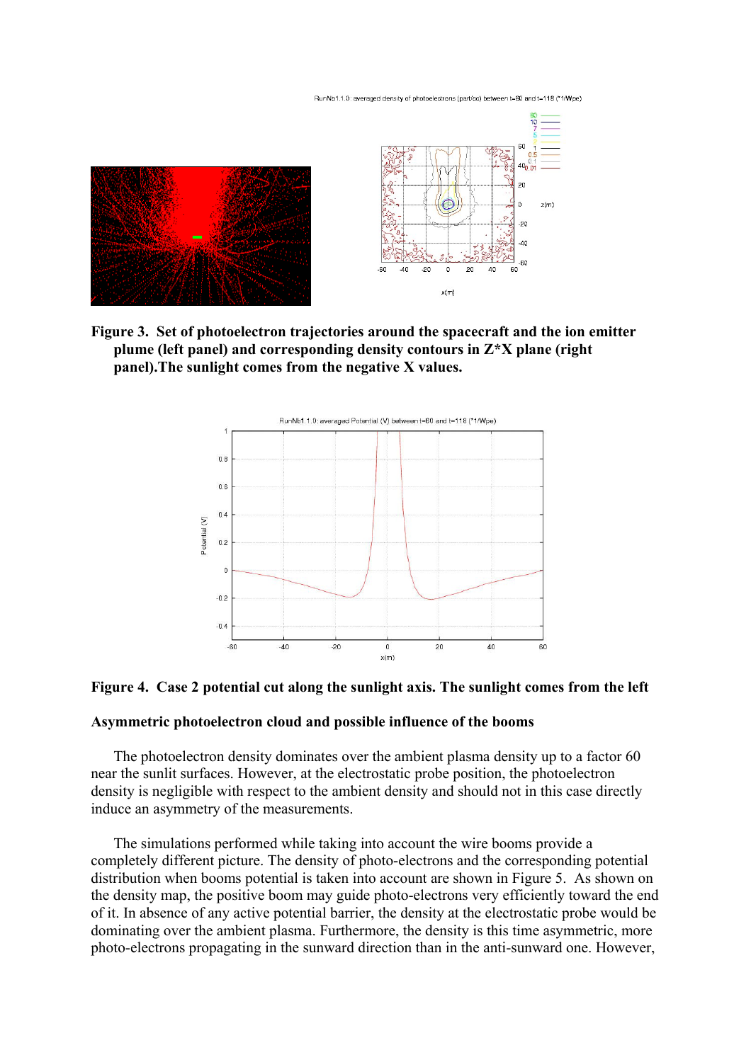**Figure 3. Set of photoelectron trajectories around the spacecraft and the ion emitter plume (left panel) and corresponding density contours in Z*X plane (right panel).The sunlight comes from the negative X values.**

**Figure 4. Case 2 potential cut along the sunlight axis. The sunlight comes from the left**

**Asymmetric photoelectron cloud and possible influence of the booms**

The photoelectron density dominates over the ambient plasma density up to a factor 60 near the sunlit surfaces. However, at the electrostatic probe position, the photoelectron density is negligible with respect to the ambient density and should not in this case directly induce an asymmetry of the measurements.

The simulations performed while taking into account the wire booms provide a completely different picture. The density of photo-electrons and the corresponding potential distribution when booms potential is taken into account are shown in Figure 5. As shown on the density map, the positive boom may guide photo-electrons very efficiently toward the end of it. In absence of any active potential barrier, the density at the electrostatic probe would be dominating over the ambient plasma. Furthermore, the density is this time asymmetric, more photo-electrons propagating in the sunward direction than in the anti-sunward one. However,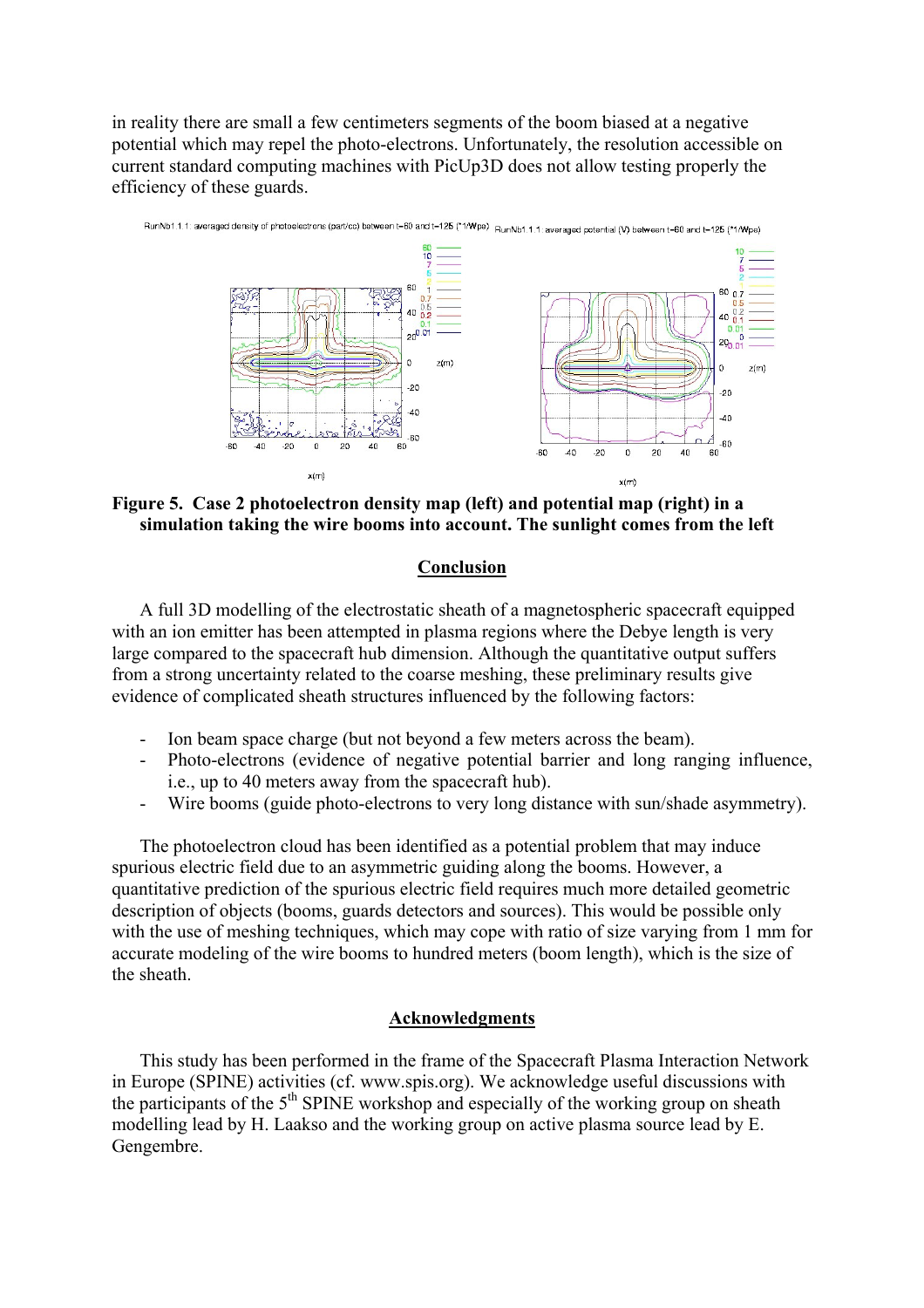in reality there are small a few centimeters segments of the boom biased at a negative potential which may repel the photo-electrons. Unfortunately, the resolution accessible on current standard computing machines with PicUp3D does not allow testing properly the efficiency of these guards.

**Figure 5. Case 2 photoelectron density map (left) and potential map (right) in a simulation taking the wire booms into account. The sunlight comes from the left**

## Conclusion

A full 3D modelling of the electrostatic sheath of a magnetospheric spacecraft equipped with an ion emitter has been attempted in plasma regions where the Debye length is very large compared to the spacecraft hub dimension. Although the quantitative output suffers from a strong uncertainty related to the coarse meshing, these preliminary results give evidence of complicated sheath structures influenced by the following factors:

- Ion beam space charge (but not beyond a few meters across the beam).
- Photo-electrons (evidence of negative potential barrier and long ranging influence, i.e., up to 40 meters away from the spacecraft hub).
- Wire booms (guide photo-electrons to very long distance with sun/shade asymmetry).

The photoelectron cloud has been identified as a potential problem that may induce spurious electric field due to an asymmetric guiding along the booms. However, a quantitative prediction of the spurious electric field requires much more detailed geometric description of objects (booms, guards detectors and sources). This would be possible only with the use of meshing techniques, which may cope with ratio of size varying from 1 mm for accurate modeling of the wire booms to hundred meters (boom length), which is the size of the sheath.

## Acknowledgments

This study has been performed in the frame of the Spacecraft Plasma Interaction Network in Europe (SPINE) activities (cf. www.spis.org). We acknowledge useful discussions with the participants of the 5th SPINE workshop and especially of the working group on sheath modelling lead by H. Laakso and the working group on active plasma source lead by E. Gengembre.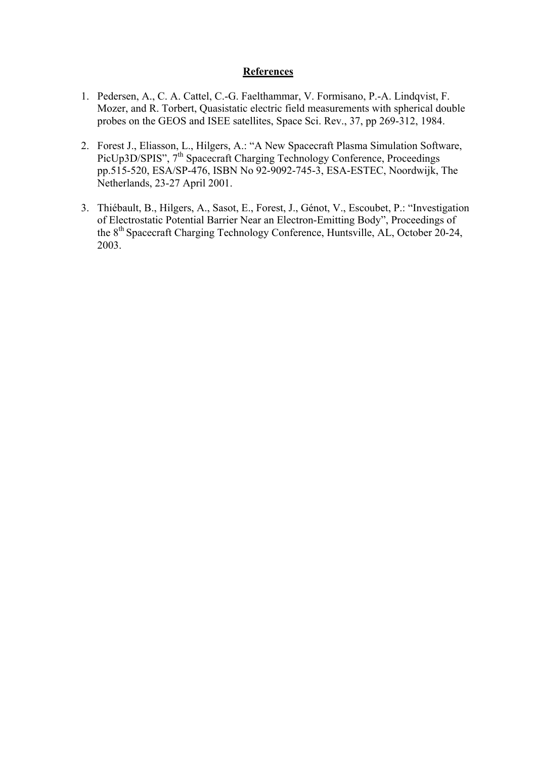## References

1. Pedersen, A., C. A. Cattel, C.-G. Faelthammar, V. Formisano, P.-A. Lindqvist, F. Mozer, and R. Torbert, Quasistatic electric field measurements with spherical double probes on the GEOS and ISEE satellites, Space Sci. Rev., 37, pp 269-312, 1984.

2. Forest J., Eliasson, L., Hilgers, A.: "A New Spacecraft Plasma Simulation Software, PicUp3D/SPIS", 7th Spacecraft Charging Technology Conference, Proceedings pp.515-520, ESA/SP-476, ISBN No 92-9092-745-3, ESA-ESTEC, Noordwijk, The Netherlands, 23-27 April 2001.

3. Thiébault, B., Hilgers, A., Sasot, E., Forest, J., Génot, V., Escoubet, P.: "Investigation of Electrostatic Potential Barrier Near an Electron-Emitting Body", Proceedings of the 8th Spacecraft Charging Technology Conference, Huntsville, AL, October 20-24, 2003.